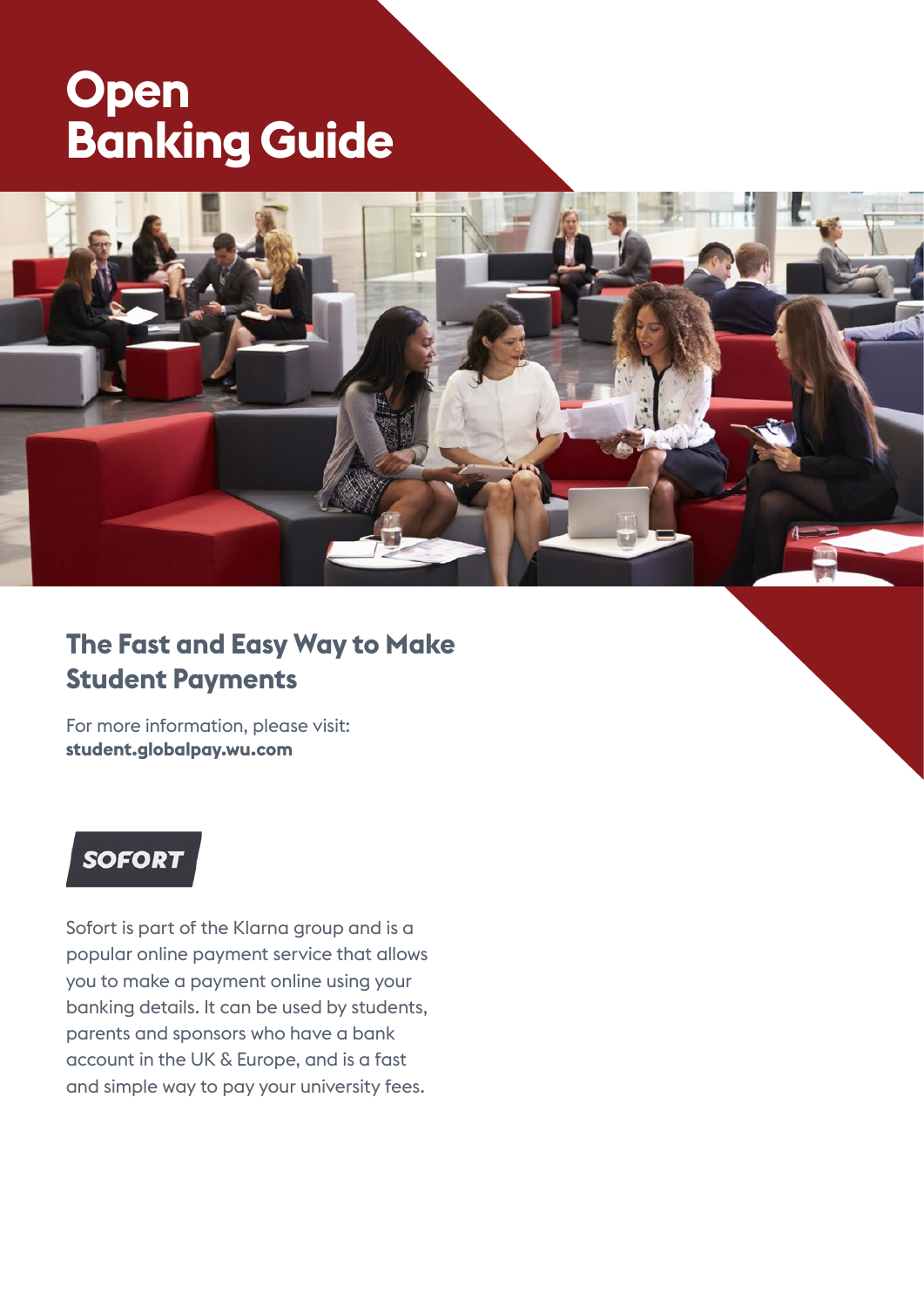# Open Banking Guide

## The Fast and Easy Way to Make Student Payments

For more information, please visit:
**student.globalpay.wu.com**

### SOFORT

Sofort is part of the Klarna group and is a popular online payment service that allows you to make a payment online using your banking details. It can be used by students, parents and sponsors who have a bank account in the UK & Europe, and is a fast and simple way to pay your university fees.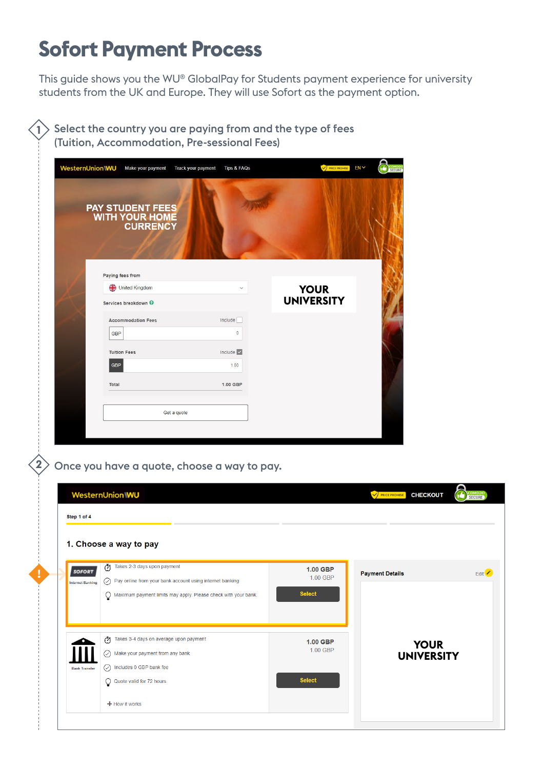# Sofort Payment Process

This guide shows you the WU® GlobalPay for Students payment experience for university students from the UK and Europe. They will use Sofort as the payment option.

1. Select the country you are paying from and the type of fees (Tuition, Accommodation, Pre-sessional Fees)

WesternUnion WU | Make your payment | Track your payment | Tips & FAQs | PRICE PROMISE | EN | COMODO SECURE

PAY STUDENT FEES WITH YOUR HOME CURRENCY

Paying fees from: United Kingdom

Services breakdown

| | | |
|---|---|---|
| Accommodation Fees | | Include ☐ |
| GBP | | 0 |
| Tuition Fees | | Include ☑ |
| GBP | | 1.00 |
| Total | | 1.00 GBP |

Get a quote

YOUR UNIVERSITY

2. Once you have a quote, choose a way to pay.

WesternUnion WU | PRICE PROMISE | CHECKOUT | COMODO SECURE

Step 1 of 4

1. Choose a way to pay

| Method | Details | Amount | |
|---|---|---|---|
| SOFORT Internet Banking | Takes 2-3 days upon payment; Pay online from your bank account using internet banking; Maximum payment limits may apply. Please check with your bank. | 1.00 GBP / 1.00 GBP | Select |
| Bank Transfer | Takes 3-4 days on average upon payment; Make your payment from any bank; Includes 0 GBP bank fee; Quote valid for 72 hours | 1.00 GBP / 1.00 GBP | Select |

+ How it works

Payment Details — Edit

YOUR UNIVERSITY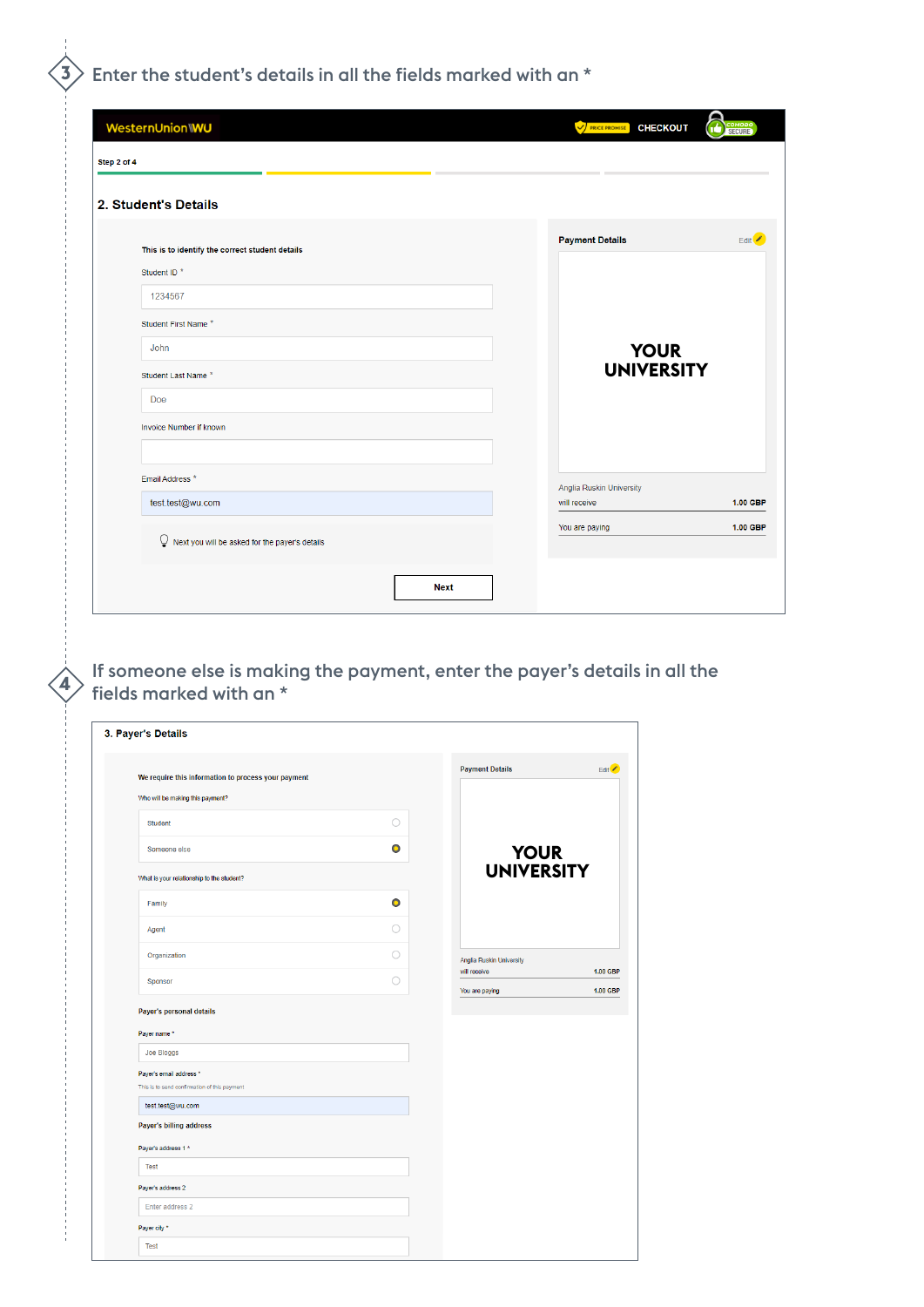3 Enter the student's details in all the fields marked with an *

WesternUnion WU — PRICE PROMISE — CHECKOUT — COMODO SECURE

Step 2 of 4

## 2. Student's Details

This is to identify the correct student details

Student ID *

1234567

Student First Name *

John

Student Last Name *

Doe

Invoice Number if known

Email Address *

test.test@wu.com

Next you will be asked for the payer's details

Next

**Payment Details** Edit

YOUR UNIVERSITY

Anglia Ruskin University

| | |
|---|---|
| will receive | 1.00 GBP |
| You are paying | 1.00 GBP |

4 If someone else is making the payment, enter the payer's details in all the fields marked with an *

## 3. Payer's Details

We require this information to process your payment

Who will be making this payment?

- Student
- Someone else (selected)

What is your relationship to the student?

- Family (selected)
- Agent
- Organization
- Sponsor

Payer's personal details

Payer name *

Joe Bloggs

Payer's email address *

This is to send confirmation of this payment

test.test@wu.com

Payer's billing address

Payer's address 1 *

Test

Payer's address 2

Enter address 2

Payer city *

Test

**Payment Details** Edit

YOUR UNIVERSITY

Anglia Ruskin University

| | |
|---|---|
| will receive | 1.00 GBP |
| You are paying | 1.00 GBP |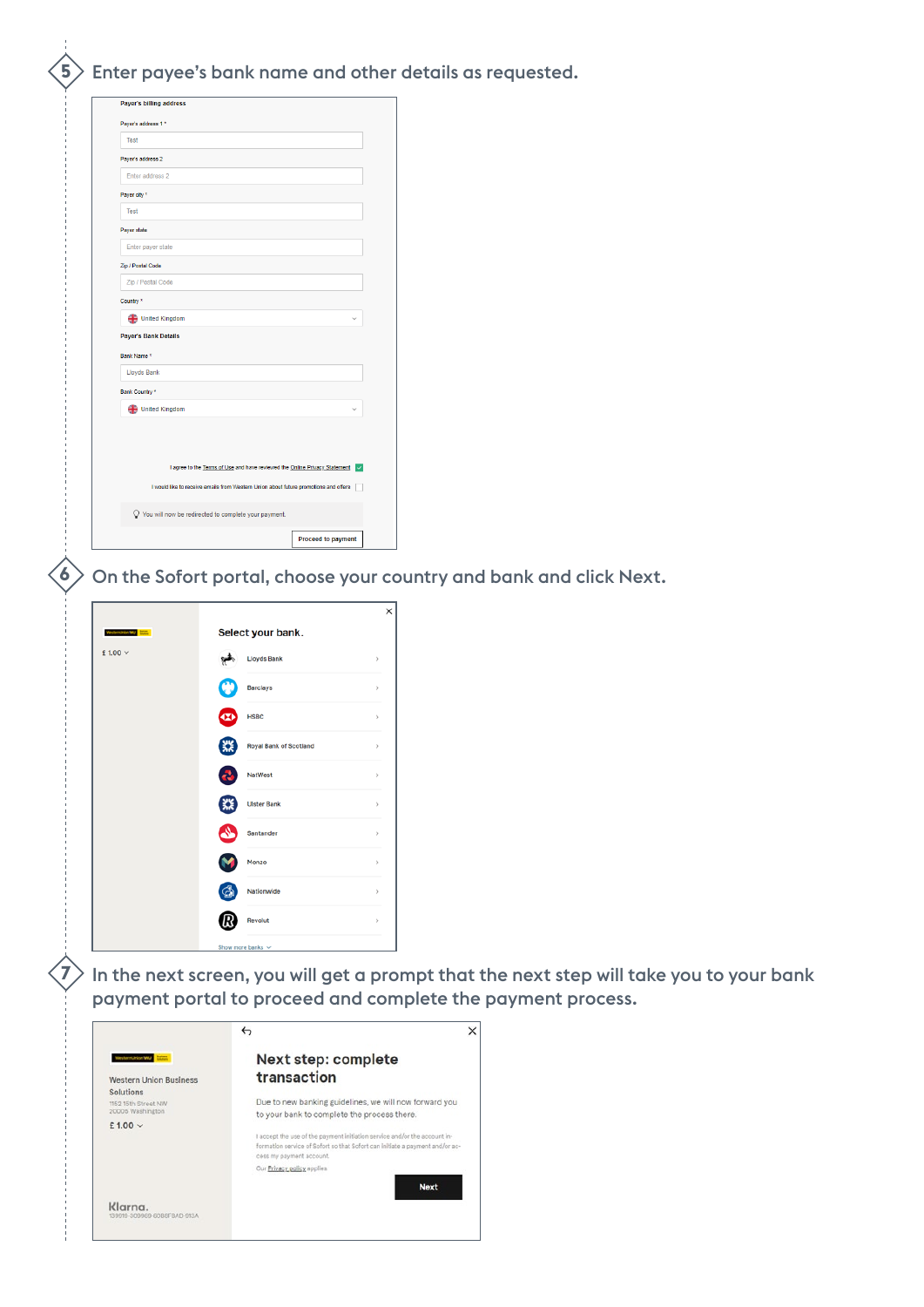5. Enter payee's bank name and other details as requested.

Payer's billing address

Payer's address 1 *

Test

Payer's address 2

Enter address 2

Payer city *

Test

Payer state

Enter payer state

Zip / Postal Code

Zip / Postal Code

Country *

United Kingdom

Payer's Bank Details

Bank Name *

Lloyds Bank

Bank Country *

United Kingdom

I agree to the Terms of Use and have reviewed the Online Privacy Statement

I would like to receive emails from Western Union about future promotions and offers

You will now be redirected to complete your payment.

Proceed to payment

6. On the Sofort portal, choose your country and bank and click Next.

£ 1.00

Select your bank.

- Lloyds Bank
- Barclays
- HSBC
- Royal Bank of Scotland
- NatWest
- Ulster Bank
- Santander
- Monzo
- Nationwide
- Revolut

Show more banks

7. In the next screen, you will get a prompt that the next step will take you to your bank payment portal to proceed and complete the payment process.

Western Union Business Solutions

1152 15th Street NW
20005 Washington

£ 1.00

Klarna.

139616-309969-60B6FBAD-913A

Next step: complete transaction

Due to new banking guidelines, we will now forward you to your bank to complete the process there.

I accept the use of the payment initiation service and/or the account information service of Sofort so that Sofort can initiate a payment and/or access my payment account.

Our Privacy policy applies

Next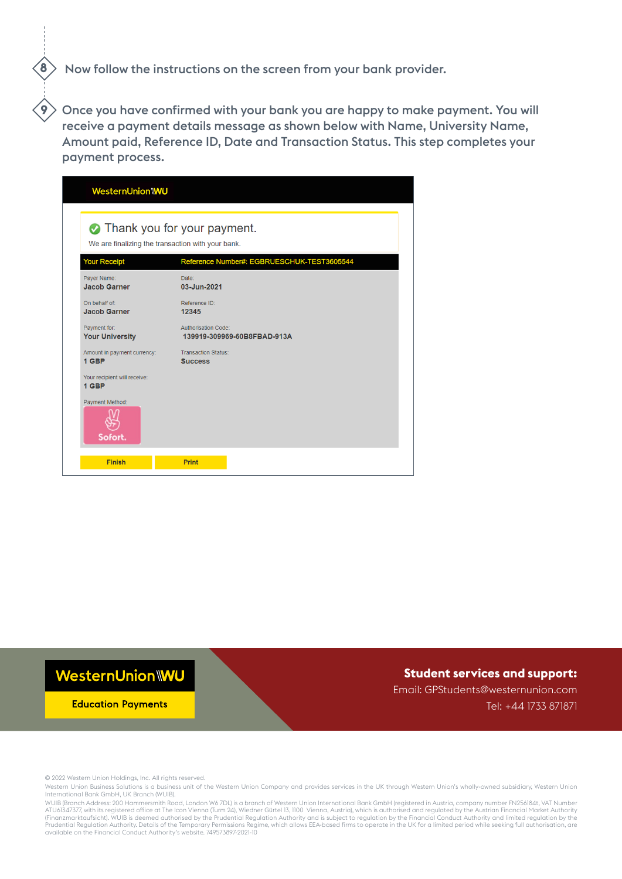8. Now follow the instructions on the screen from your bank provider.

9. Once you have confirmed with your bank you are happy to make payment. You will receive a payment details message as shown below with Name, University Name, Amount paid, Reference ID, Date and Transaction Status. This step completes your payment process.

WesternUnion WU

Thank you for your payment.

We are finalizing the transaction with your bank.

| Your Receipt | Reference Number#: EGBRUESCHUK-TEST3605544 |
|---|---|
| Payer Name: **Jacob Garner** | Date: **03-Jun-2021** |
| On behalf of: **Jacob Garner** | Reference ID: **12345** |
| Payment for: **Your University** | Authorisation Code: **139919-309969-60B8FBAD-913A** |
| Amount in payment currency: **1 GBP** | Transaction Status: **Success** |
| Your recipient will receive: **1 GBP** | |
| Payment Method: Sofort. | |

Finish | Print

**WesternUnion WU**

**Education Payments**

**Student services and support:**

Email: GPStudents@westernunion.com

Tel: +44 1733 871871

© 2022 Western Union Holdings, Inc. All rights reserved.

Western Union Business Solutions is a business unit of the Western Union Company and provides services in the UK through Western Union's wholly-owned subsidiary, Western Union International Bank GmbH, UK Branch (WUIB).

WUIB (Branch Address: 200 Hammersmith Road, London W6 7DL) is a branch of Western Union International Bank GmbH (registered in Austria, company number FN256184t, VAT Number ATU61347377, with its registered office at The Icon Vienna (Turm 24), Wiedner Gürtel 13, 1100 Vienna, Austria), which is authorised and regulated by the Austrian Financial Market Authority (Finanzmarktaufsicht). WUIB is deemed authorised by the Prudential Regulation Authority and is subject to regulation by the Financial Conduct Authority and limited regulation by the Prudential Regulation Authority. Details of the Temporary Permissions Regime, which allows EEA-based firms to operate in the UK for a limited period while seeking full authorisation, are available on the Financial Conduct Authority's website. 749573897-2021-10